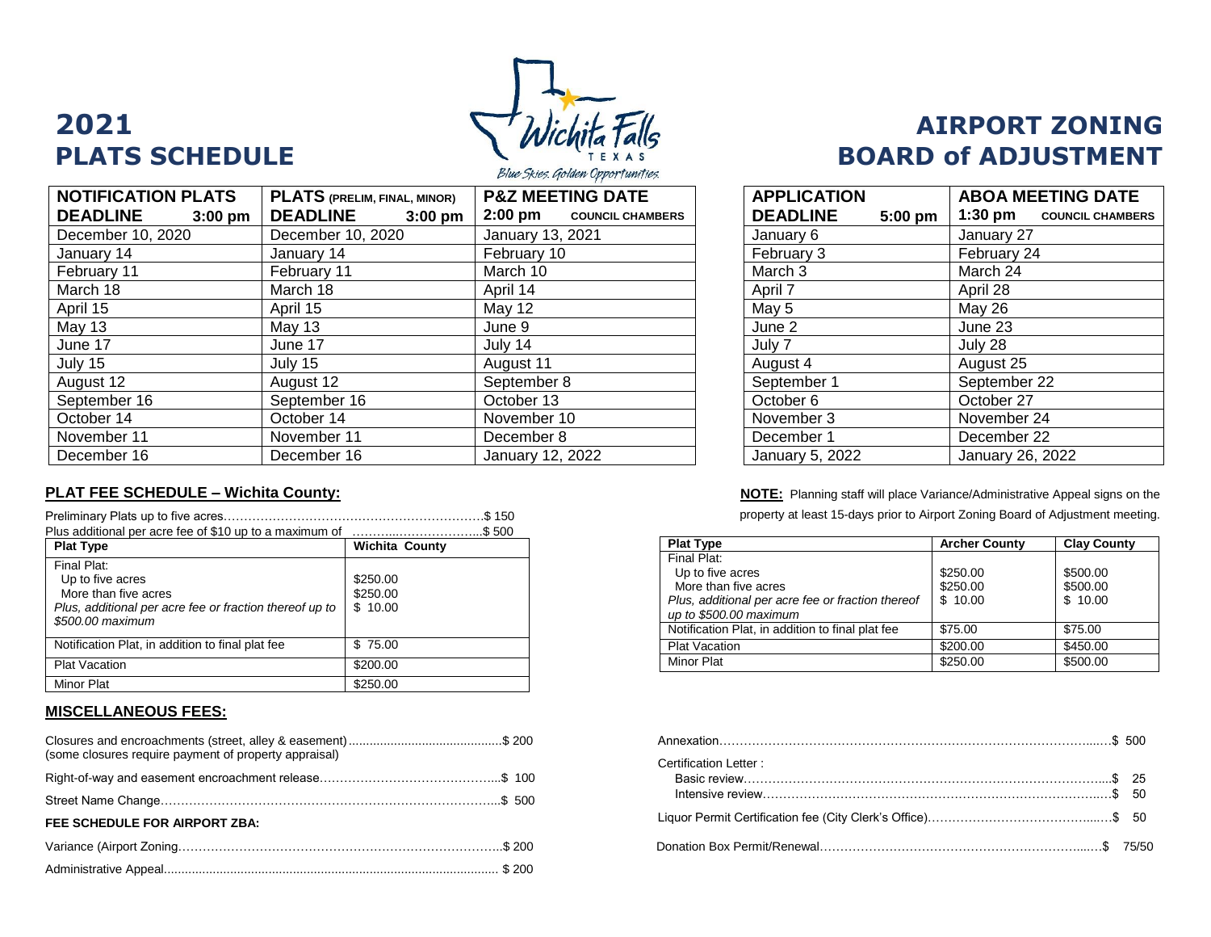# 2021 PLATS SCHEDULE

| NOTIFICATION PLATS DEADLINE 3:00 pm | PLATS (PRELIM, FINAL, MINOR) DEADLINE 3:00 pm | P&Z MEETING DATE 2:00 pm COUNCIL CHAMBERS |
|---|---|---|
| December 10, 2020 | December 10, 2020 | January 13, 2021 |
| January 14 | January 14 | February 10 |
| February 11 | February 11 | March 10 |
| March 18 | March 18 | April 14 |
| April 15 | April 15 | May 12 |
| May 13 | May 13 | June 9 |
| June 17 | June 17 | July 14 |
| July 15 | July 15 | August 11 |
| August 12 | August 12 | September 8 |
| September 16 | September 16 | October 13 |
| October 14 | October 14 | November 10 |
| November 11 | November 11 | December 8 |
| December 16 | December 16 | January 12, 2022 |

Wichita Falls TEXAS

*Blue Skies. Golden Opportunities.*

# AIRPORT ZONING BOARD of ADJUSTMENT

| APPLICATION DEADLINE 5:00 pm | ABOA MEETING DATE 1:30 pm COUNCIL CHAMBERS |
|---|---|
| January 6 | January 27 |
| February 3 | February 24 |
| March 3 | March 24 |
| April 7 | April 28 |
| May 5 | May 26 |
| June 2 | June 23 |
| July 7 | July 28 |
| August 4 | August 25 |
| September 1 | September 22 |
| October 6 | October 27 |
| November 3 | November 24 |
| December 1 | December 22 |
| January 5, 2022 | January 26, 2022 |

**NOTE:** Planning staff will place Variance/Administrative Appeal signs on the property at least 15-days prior to Airport Zoning Board of Adjustment meeting.

## PLAT FEE SCHEDULE – Wichita County:

Preliminary Plats up to five acres……………………………………………………….$ 150

Plus additional per acre fee of $10 up to a maximum of ………..………………...$ 500

| Plat Type | Wichita County |
|---|---|
| Final Plat:<br>Up to five acres<br>More than five acres<br>*Plus, additional per acre fee or fraction thereof up to $500.00 maximum* | <br>$250.00<br>$250.00<br>$ 10.00 |
| Notification Plat, in addition to final plat fee | $ 75.00 |
| Plat Vacation | $200.00 |
| Minor Plat | $250.00 |

| Plat Type | Archer County | Clay County |
|---|---|---|
| Final Plat:<br>Up to five acres<br>More than five acres<br>*Plus, additional per acre fee or fraction thereof up to $500.00 maximum* | <br>$250.00<br>$250.00<br>$ 10.00 | <br>$500.00<br>$500.00<br>$ 10.00 |
| Notification Plat, in addition to final plat fee | $75.00 | $75.00 |
| Plat Vacation | $200.00 | $450.00 |
| Minor Plat | $250.00 | $500.00 |

## MISCELLANEOUS FEES:

Closures and encroachments (street, alley & easement)............................................$ 200
(some closures require payment of property appraisal)

Right-of-way and easement encroachment release……………………………………...$ 100

Street Name Change…………………………………………………………………………...$ 500

**FEE SCHEDULE FOR AIRPORT ZBA:**

Variance (Airport Zoning……………………………………………………………………..$ 200

Administrative Appeal................................................................................................ $ 200

Annexation……………………………………………………………………………………...…$ 500

Certification Letter :
- Basic review…………………………………………………………………………………....$ 25
- Intensive review………………………………………………………………………….……$ 50

Liquor Permit Certification fee (City Clerk's Office)…………………………………...…$ 50

Donation Box Permit/Renewal………………………………………………………...….$ 75/50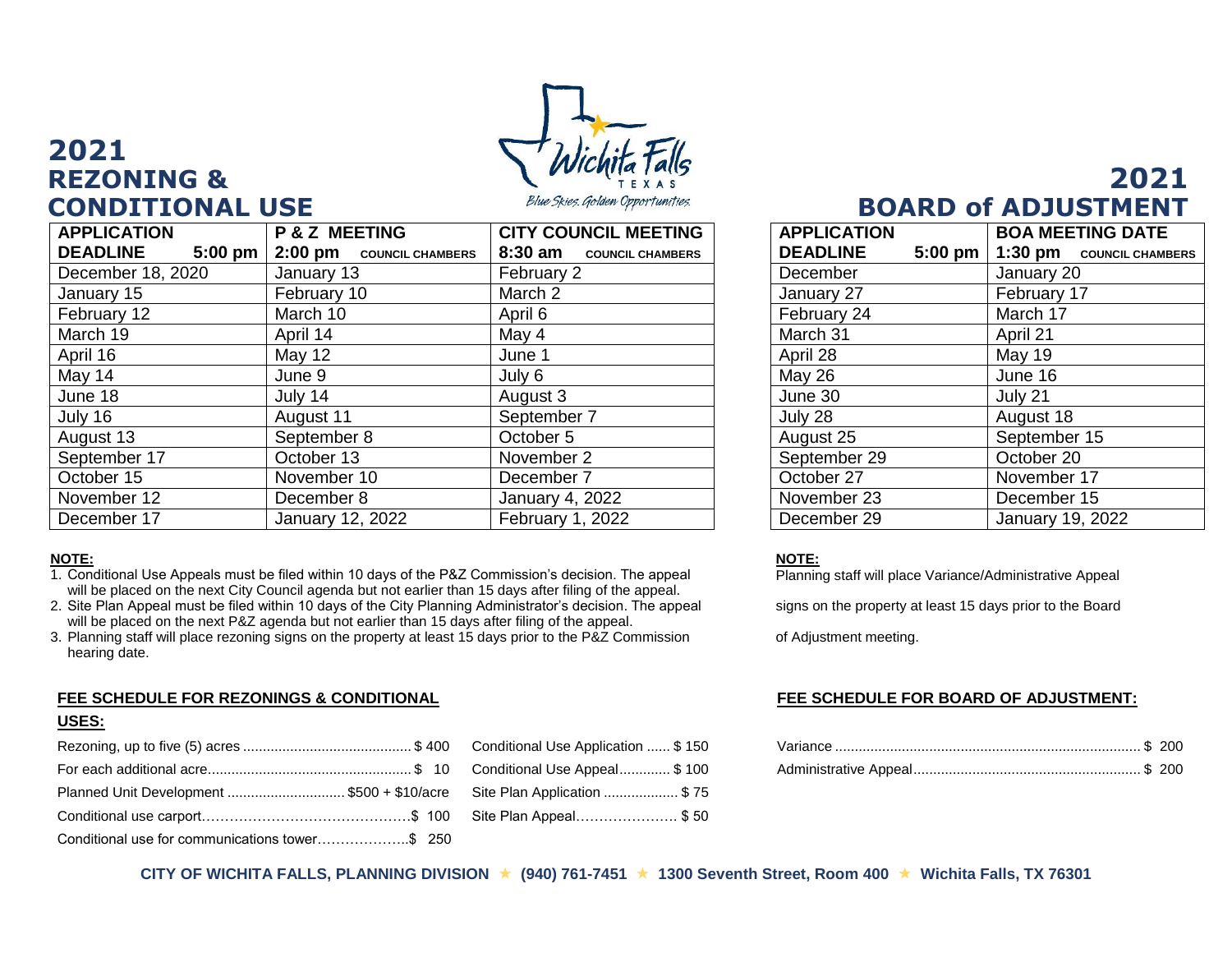# 2021 REZONING & CONDITIONAL USE

| APPLICATION DEADLINE 5:00 pm | P & Z MEETING 2:00 pm COUNCIL CHAMBERS | CITY COUNCIL MEETING 8:30 am COUNCIL CHAMBERS |
|---|---|---|
| December 18, 2020 | January 13 | February 2 |
| January 15 | February 10 | March 2 |
| February 12 | March 10 | April 6 |
| March 19 | April 14 | May 4 |
| April 16 | May 12 | June 1 |
| May 14 | June 9 | July 6 |
| June 18 | July 14 | August 3 |
| July 16 | August 11 | September 7 |
| August 13 | September 8 | October 5 |
| September 17 | October 13 | November 2 |
| October 15 | November 10 | December 7 |
| November 12 | December 8 | January 4, 2022 |
| December 17 | January 12, 2022 | February 1, 2022 |

**NOTE:**

1. Conditional Use Appeals must be filed within 10 days of the P&Z Commission's decision. The appeal will be placed on the next City Council agenda but not earlier than 15 days after filing of the appeal.
2. Site Plan Appeal must be filed within 10 days of the City Planning Administrator's decision. The appeal will be placed on the next P&Z agenda but not earlier than 15 days after filing of the appeal.
3. Planning staff will place rezoning signs on the property at least 15 days prior to the P&Z Commission hearing date.

**FEE SCHEDULE FOR REZONINGS & CONDITIONAL USES:**

| | |
|---|---|
| Rezoning, up to five (5) acres | $ 400 |
| For each additional acre | $ 10 |
| Planned Unit Development | $500 + $10/acre |
| Conditional use carport | $ 100 |
| Conditional use for communications tower | $ 250 |
| Conditional Use Application | $ 150 |
| Conditional Use Appeal | $ 100 |
| Site Plan Application | $ 75 |
| Site Plan Appeal | $ 50 |

# 2021 BOARD of ADJUSTMENT

| APPLICATION DEADLINE 5:00 pm | BOA MEETING DATE 1:30 pm COUNCIL CHAMBERS |
|---|---|
| December | January 20 |
| January 27 | February 17 |
| February 24 | March 17 |
| March 31 | April 21 |
| April 28 | May 19 |
| May 26 | June 16 |
| June 30 | July 21 |
| July 28 | August 18 |
| August 25 | September 15 |
| September 29 | October 20 |
| October 27 | November 17 |
| November 23 | December 15 |
| December 29 | January 19, 2022 |

**NOTE:**

Planning staff will place Variance/Administrative Appeal signs on the property at least 15 days prior to the Board of Adjustment meeting.

**FEE SCHEDULE FOR BOARD OF ADJUSTMENT:**

| | |
|---|---|
| Variance | $ 200 |
| Administrative Appeal | $ 200 |

**CITY OF WICHITA FALLS, PLANNING DIVISION ★ (940) 761-7451 ★ 1300 Seventh Street, Room 400 ★ Wichita Falls, TX 76301**